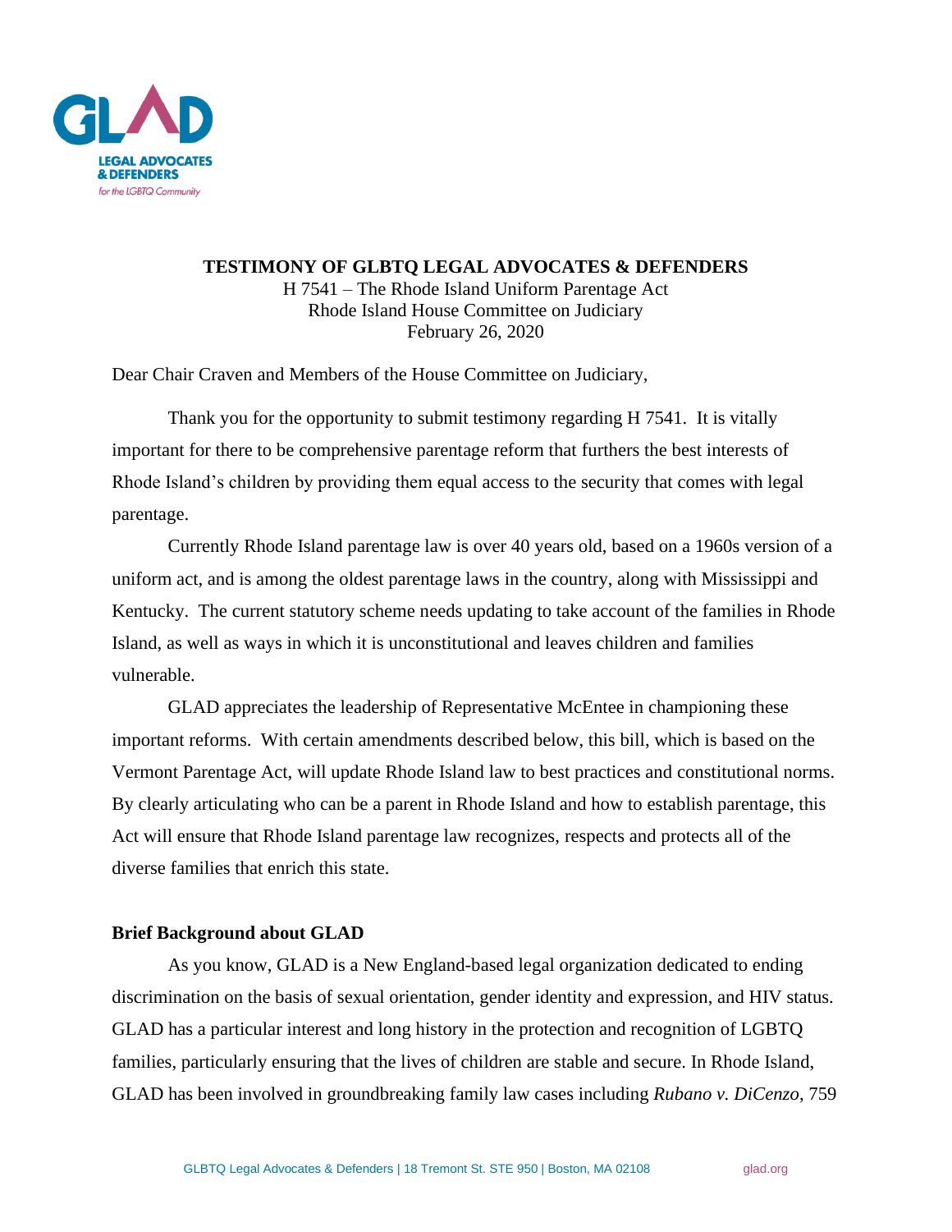**TESTIMONY OF GLBTQ LEGAL ADVOCATES & DEFENDERS**

H 7541 – The Rhode Island Uniform Parentage Act
Rhode Island House Committee on Judiciary
February 26, 2020

Dear Chair Craven and Members of the House Committee on Judiciary,

Thank you for the opportunity to submit testimony regarding H 7541. It is vitally important for there to be comprehensive parentage reform that furthers the best interests of Rhode Island's children by providing them equal access to the security that comes with legal parentage.

Currently Rhode Island parentage law is over 40 years old, based on a 1960s version of a uniform act, and is among the oldest parentage laws in the country, along with Mississippi and Kentucky. The current statutory scheme needs updating to take account of the families in Rhode Island, as well as ways in which it is unconstitutional and leaves children and families vulnerable.

GLAD appreciates the leadership of Representative McEntee in championing these important reforms. With certain amendments described below, this bill, which is based on the Vermont Parentage Act, will update Rhode Island law to best practices and constitutional norms. By clearly articulating who can be a parent in Rhode Island and how to establish parentage, this Act will ensure that Rhode Island parentage law recognizes, respects and protects all of the diverse families that enrich this state.

**Brief Background about GLAD**

As you know, GLAD is a New England-based legal organization dedicated to ending discrimination on the basis of sexual orientation, gender identity and expression, and HIV status. GLAD has a particular interest and long history in the protection and recognition of LGBTQ families, particularly ensuring that the lives of children are stable and secure. In Rhode Island, GLAD has been involved in groundbreaking family law cases including *Rubano v. DiCenzo*, 759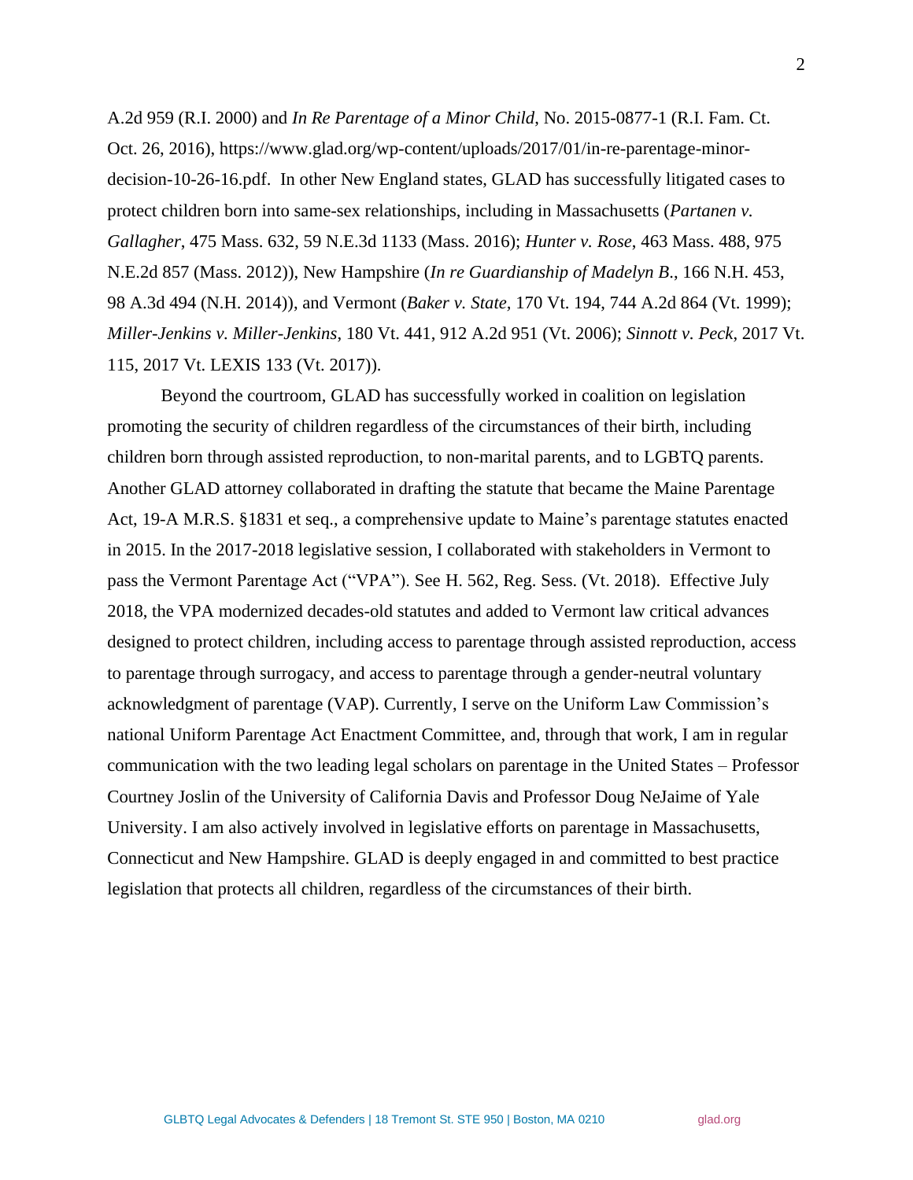A.2d 959 (R.I. 2000) and *In Re Parentage of a Minor Child*, No. 2015-0877-1 (R.I. Fam. Ct. Oct. 26, 2016), https://www.glad.org/wp-content/uploads/2017/01/in-re-parentage-minor-decision-10-26-16.pdf. In other New England states, GLAD has successfully litigated cases to protect children born into same-sex relationships, including in Massachusetts (*Partanen v. Gallagher*, 475 Mass. 632, 59 N.E.3d 1133 (Mass. 2016); *Hunter v. Rose*, 463 Mass. 488, 975 N.E.2d 857 (Mass. 2012)), New Hampshire (*In re Guardianship of Madelyn B*., 166 N.H. 453, 98 A.3d 494 (N.H. 2014)), and Vermont (*Baker v. State*, 170 Vt. 194, 744 A.2d 864 (Vt. 1999); *Miller-Jenkins v. Miller-Jenkins*, 180 Vt. 441, 912 A.2d 951 (Vt. 2006); *Sinnott v. Peck*, 2017 Vt. 115, 2017 Vt. LEXIS 133 (Vt. 2017)).

Beyond the courtroom, GLAD has successfully worked in coalition on legislation promoting the security of children regardless of the circumstances of their birth, including children born through assisted reproduction, to non-marital parents, and to LGBTQ parents. Another GLAD attorney collaborated in drafting the statute that became the Maine Parentage Act, 19-A M.R.S. §1831 et seq., a comprehensive update to Maine's parentage statutes enacted in 2015. In the 2017-2018 legislative session, I collaborated with stakeholders in Vermont to pass the Vermont Parentage Act ("VPA"). See H. 562, Reg. Sess. (Vt. 2018). Effective July 2018, the VPA modernized decades-old statutes and added to Vermont law critical advances designed to protect children, including access to parentage through assisted reproduction, access to parentage through surrogacy, and access to parentage through a gender-neutral voluntary acknowledgment of parentage (VAP). Currently, I serve on the Uniform Law Commission's national Uniform Parentage Act Enactment Committee, and, through that work, I am in regular communication with the two leading legal scholars on parentage in the United States – Professor Courtney Joslin of the University of California Davis and Professor Doug NeJaime of Yale University. I am also actively involved in legislative efforts on parentage in Massachusetts, Connecticut and New Hampshire. GLAD is deeply engaged in and committed to best practice legislation that protects all children, regardless of the circumstances of their birth.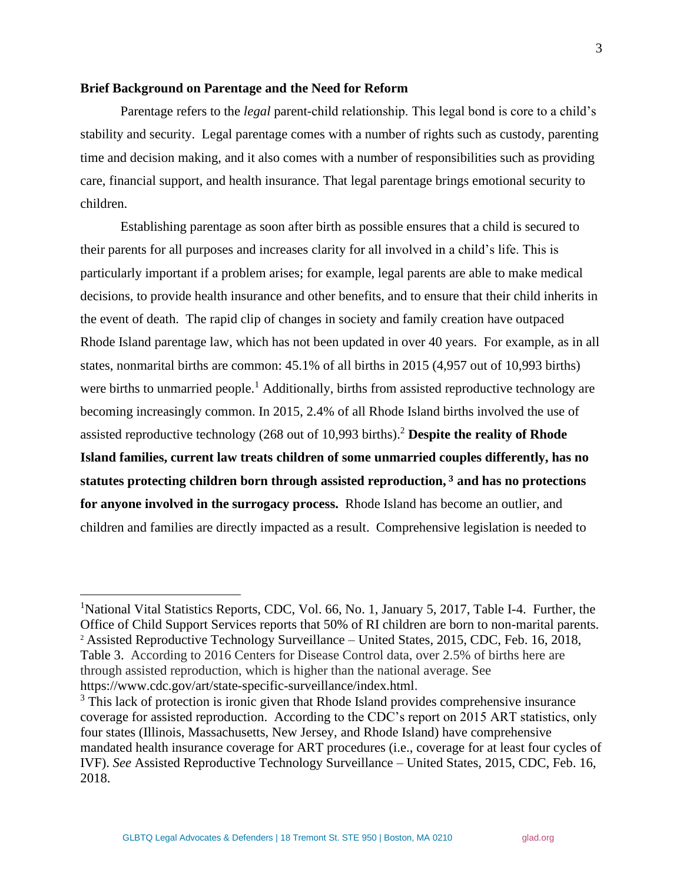**Brief Background on Parentage and the Need for Reform**

Parentage refers to the *legal* parent-child relationship. This legal bond is core to a child's stability and security. Legal parentage comes with a number of rights such as custody, parenting time and decision making, and it also comes with a number of responsibilities such as providing care, financial support, and health insurance. That legal parentage brings emotional security to children.

Establishing parentage as soon after birth as possible ensures that a child is secured to their parents for all purposes and increases clarity for all involved in a child's life. This is particularly important if a problem arises; for example, legal parents are able to make medical decisions, to provide health insurance and other benefits, and to ensure that their child inherits in the event of death. The rapid clip of changes in society and family creation have outpaced Rhode Island parentage law, which has not been updated in over 40 years. For example, as in all states, nonmarital births are common: 45.1% of all births in 2015 (4,957 out of 10,993 births) were births to unmarried people.[1] Additionally, births from assisted reproductive technology are becoming increasingly common. In 2015, 2.4% of all Rhode Island births involved the use of assisted reproductive technology (268 out of 10,993 births).[2] **Despite the reality of Rhode Island families, current law treats children of some unmarried couples differently, has no statutes protecting children born through assisted reproduction,** [3] **and has no protections for anyone involved in the surrogacy process.** Rhode Island has become an outlier, and children and families are directly impacted as a result. Comprehensive legislation is needed to

---

[1]National Vital Statistics Reports, CDC, Vol. 66, No. 1, January 5, 2017, Table I-4. Further, the Office of Child Support Services reports that 50% of RI children are born to non-marital parents.

[2] Assisted Reproductive Technology Surveillance – United States, 2015, CDC, Feb. 16, 2018, Table 3. According to 2016 Centers for Disease Control data, over 2.5% of births here are through assisted reproduction, which is higher than the national average. See https://www.cdc.gov/art/state-specific-surveillance/index.html.

[3] This lack of protection is ironic given that Rhode Island provides comprehensive insurance coverage for assisted reproduction. According to the CDC's report on 2015 ART statistics, only four states (Illinois, Massachusetts, New Jersey, and Rhode Island) have comprehensive mandated health insurance coverage for ART procedures (i.e., coverage for at least four cycles of IVF). *See* Assisted Reproductive Technology Surveillance – United States, 2015, CDC, Feb. 16, 2018.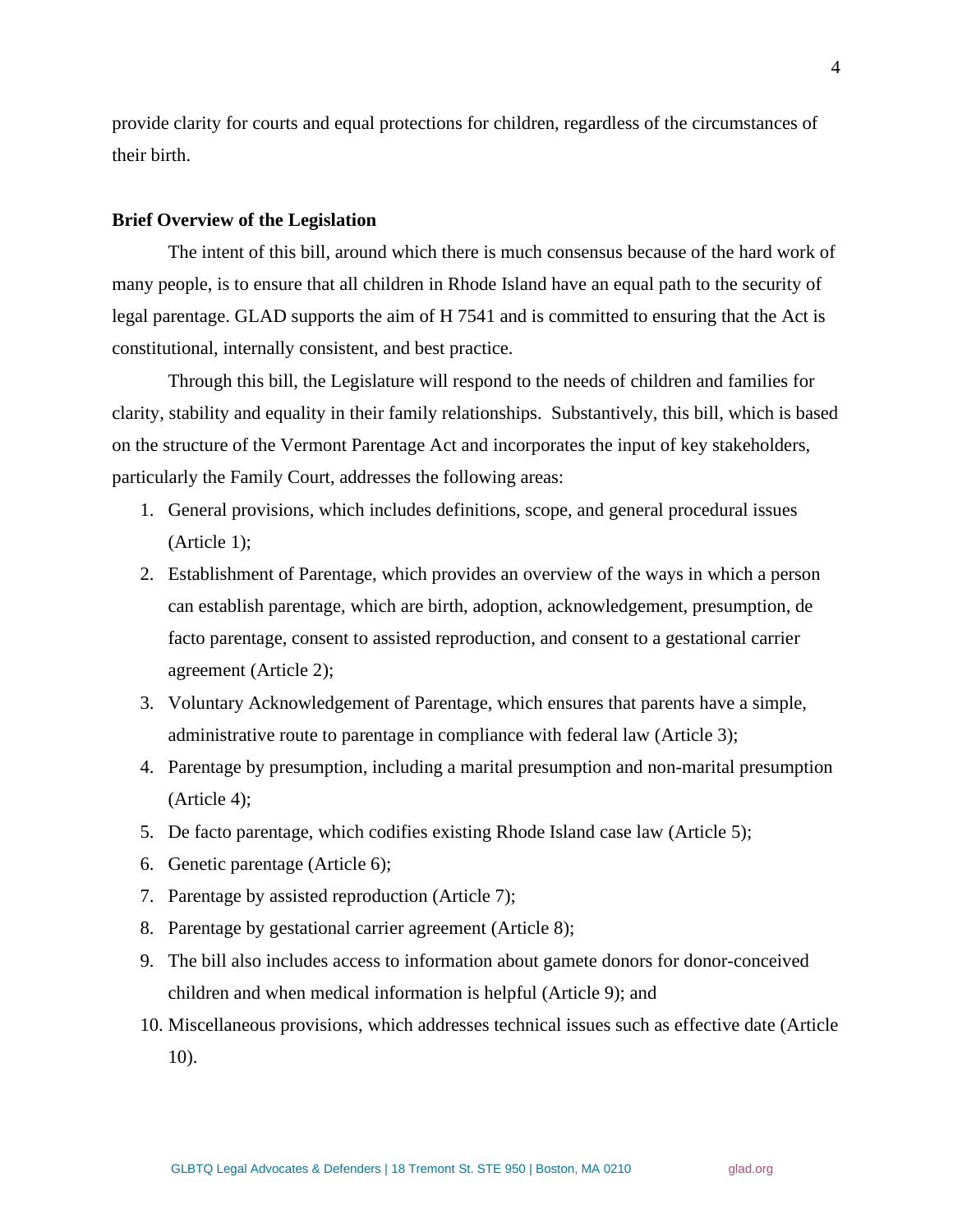provide clarity for courts and equal protections for children, regardless of the circumstances of their birth.

**Brief Overview of the Legislation**

The intent of this bill, around which there is much consensus because of the hard work of many people, is to ensure that all children in Rhode Island have an equal path to the security of legal parentage. GLAD supports the aim of H 7541 and is committed to ensuring that the Act is constitutional, internally consistent, and best practice.

Through this bill, the Legislature will respond to the needs of children and families for clarity, stability and equality in their family relationships. Substantively, this bill, which is based on the structure of the Vermont Parentage Act and incorporates the input of key stakeholders, particularly the Family Court, addresses the following areas:

1. General provisions, which includes definitions, scope, and general procedural issues (Article 1);
2. Establishment of Parentage, which provides an overview of the ways in which a person can establish parentage, which are birth, adoption, acknowledgement, presumption, de facto parentage, consent to assisted reproduction, and consent to a gestational carrier agreement (Article 2);
3. Voluntary Acknowledgement of Parentage, which ensures that parents have a simple, administrative route to parentage in compliance with federal law (Article 3);
4. Parentage by presumption, including a marital presumption and non-marital presumption (Article 4);
5. De facto parentage, which codifies existing Rhode Island case law (Article 5);
6. Genetic parentage (Article 6);
7. Parentage by assisted reproduction (Article 7);
8. Parentage by gestational carrier agreement (Article 8);
9. The bill also includes access to information about gamete donors for donor-conceived children and when medical information is helpful (Article 9); and
10. Miscellaneous provisions, which addresses technical issues such as effective date (Article 10).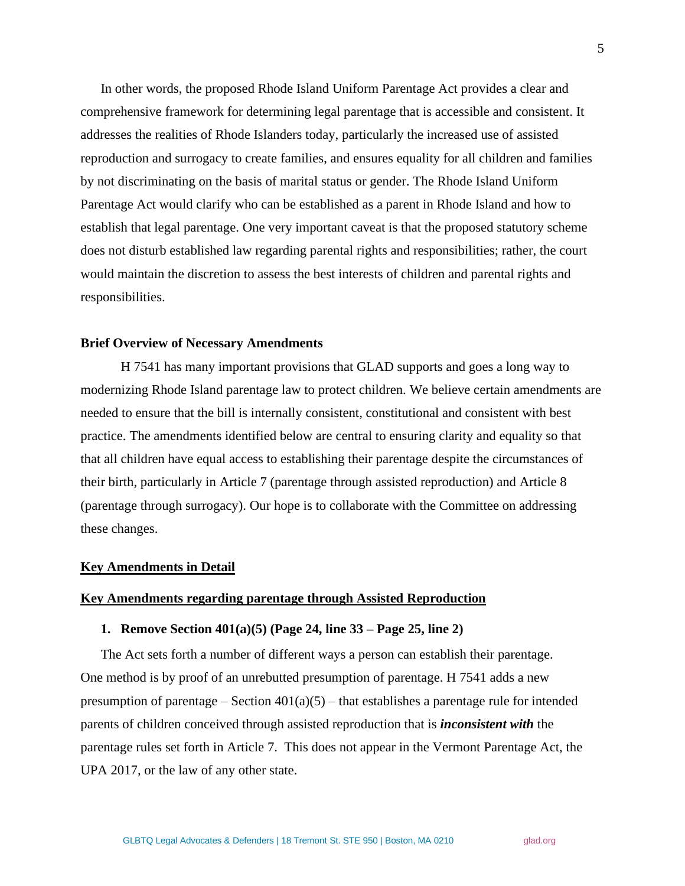In other words, the proposed Rhode Island Uniform Parentage Act provides a clear and comprehensive framework for determining legal parentage that is accessible and consistent. It addresses the realities of Rhode Islanders today, particularly the increased use of assisted reproduction and surrogacy to create families, and ensures equality for all children and families by not discriminating on the basis of marital status or gender. The Rhode Island Uniform Parentage Act would clarify who can be established as a parent in Rhode Island and how to establish that legal parentage. One very important caveat is that the proposed statutory scheme does not disturb established law regarding parental rights and responsibilities; rather, the court would maintain the discretion to assess the best interests of children and parental rights and responsibilities.

**Brief Overview of Necessary Amendments**

H 7541 has many important provisions that GLAD supports and goes a long way to modernizing Rhode Island parentage law to protect children. We believe certain amendments are needed to ensure that the bill is internally consistent, constitutional and consistent with best practice. The amendments identified below are central to ensuring clarity and equality so that that all children have equal access to establishing their parentage despite the circumstances of their birth, particularly in Article 7 (parentage through assisted reproduction) and Article 8 (parentage through surrogacy). Our hope is to collaborate with the Committee on addressing these changes.

**Key Amendments in Detail**

**Key Amendments regarding parentage through Assisted Reproduction**

**1. Remove Section 401(a)(5) (Page 24, line 33 – Page 25, line 2)**

The Act sets forth a number of different ways a person can establish their parentage. One method is by proof of an unrebutted presumption of parentage. H 7541 adds a new presumption of parentage – Section 401(a)(5) – that establishes a parentage rule for intended parents of children conceived through assisted reproduction that is ***inconsistent with*** the parentage rules set forth in Article 7. This does not appear in the Vermont Parentage Act, the UPA 2017, or the law of any other state.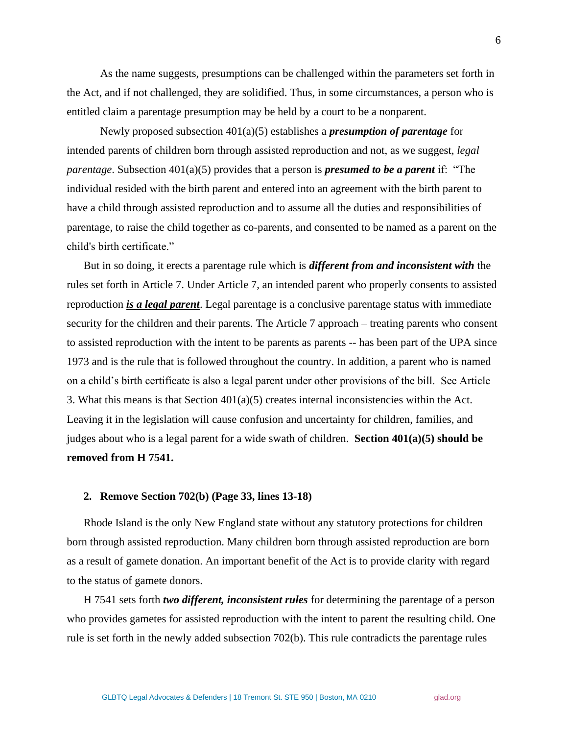As the name suggests, presumptions can be challenged within the parameters set forth in the Act, and if not challenged, they are solidified. Thus, in some circumstances, a person who is entitled claim a parentage presumption may be held by a court to be a nonparent.

Newly proposed subsection 401(a)(5) establishes a ***presumption of parentage*** for intended parents of children born through assisted reproduction and not, as we suggest, *legal parentage*. Subsection 401(a)(5) provides that a person is ***presumed to be a parent*** if: "The individual resided with the birth parent and entered into an agreement with the birth parent to have a child through assisted reproduction and to assume all the duties and responsibilities of parentage, to raise the child together as co-parents, and consented to be named as a parent on the child's birth certificate."

But in so doing, it erects a parentage rule which is ***different from and inconsistent with*** the rules set forth in Article 7. Under Article 7, an intended parent who properly consents to assisted reproduction ***is a legal parent***. Legal parentage is a conclusive parentage status with immediate security for the children and their parents. The Article 7 approach – treating parents who consent to assisted reproduction with the intent to be parents as parents -- has been part of the UPA since 1973 and is the rule that is followed throughout the country. In addition, a parent who is named on a child's birth certificate is also a legal parent under other provisions of the bill. See Article 3. What this means is that Section 401(a)(5) creates internal inconsistencies within the Act. Leaving it in the legislation will cause confusion and uncertainty for children, families, and judges about who is a legal parent for a wide swath of children. **Section 401(a)(5) should be removed from H 7541.**

**2. Remove Section 702(b) (Page 33, lines 13-18)**

Rhode Island is the only New England state without any statutory protections for children born through assisted reproduction. Many children born through assisted reproduction are born as a result of gamete donation. An important benefit of the Act is to provide clarity with regard to the status of gamete donors.

H 7541 sets forth ***two different, inconsistent rules*** for determining the parentage of a person who provides gametes for assisted reproduction with the intent to parent the resulting child. One rule is set forth in the newly added subsection 702(b). This rule contradicts the parentage rules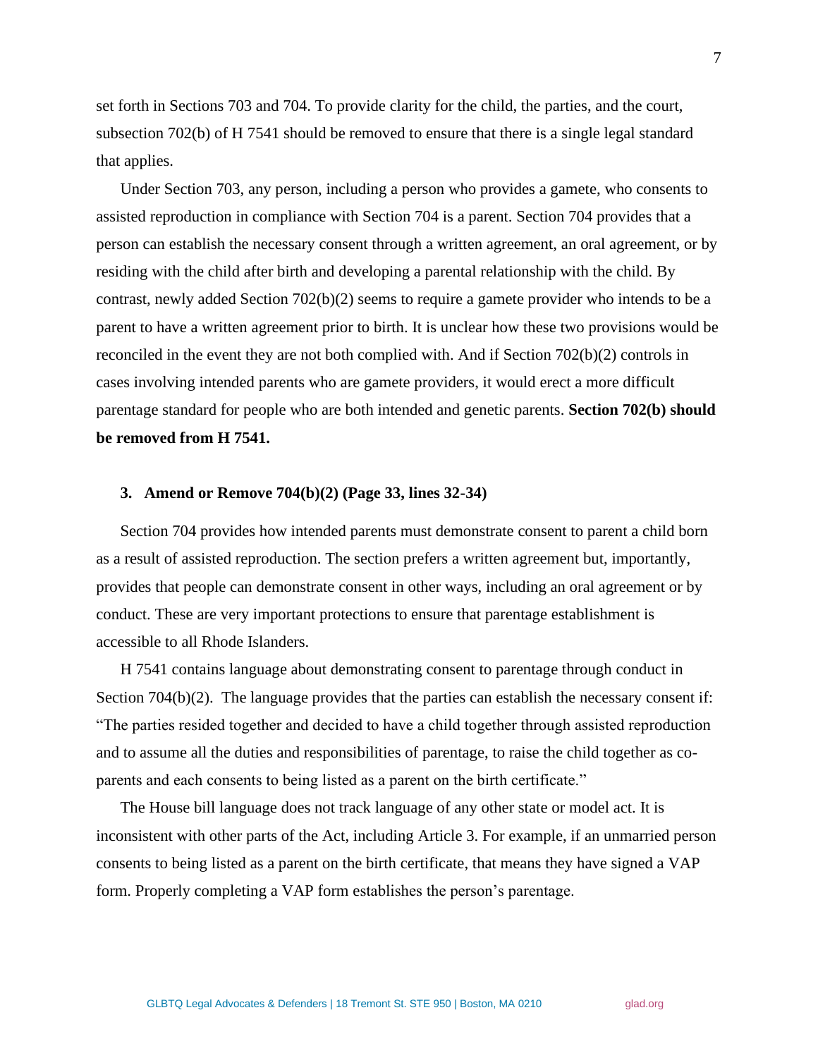set forth in Sections 703 and 704. To provide clarity for the child, the parties, and the court, subsection 702(b) of H 7541 should be removed to ensure that there is a single legal standard that applies.

Under Section 703, any person, including a person who provides a gamete, who consents to assisted reproduction in compliance with Section 704 is a parent. Section 704 provides that a person can establish the necessary consent through a written agreement, an oral agreement, or by residing with the child after birth and developing a parental relationship with the child. By contrast, newly added Section 702(b)(2) seems to require a gamete provider who intends to be a parent to have a written agreement prior to birth. It is unclear how these two provisions would be reconciled in the event they are not both complied with. And if Section 702(b)(2) controls in cases involving intended parents who are gamete providers, it would erect a more difficult parentage standard for people who are both intended and genetic parents. **Section 702(b) should be removed from H 7541.**

### 3. Amend or Remove 704(b)(2) (Page 33, lines 32-34)

Section 704 provides how intended parents must demonstrate consent to parent a child born as a result of assisted reproduction. The section prefers a written agreement but, importantly, provides that people can demonstrate consent in other ways, including an oral agreement or by conduct. These are very important protections to ensure that parentage establishment is accessible to all Rhode Islanders.

H 7541 contains language about demonstrating consent to parentage through conduct in Section 704(b)(2). The language provides that the parties can establish the necessary consent if: "The parties resided together and decided to have a child together through assisted reproduction and to assume all the duties and responsibilities of parentage, to raise the child together as co-parents and each consents to being listed as a parent on the birth certificate."

The House bill language does not track language of any other state or model act. It is inconsistent with other parts of the Act, including Article 3. For example, if an unmarried person consents to being listed as a parent on the birth certificate, that means they have signed a VAP form. Properly completing a VAP form establishes the person's parentage.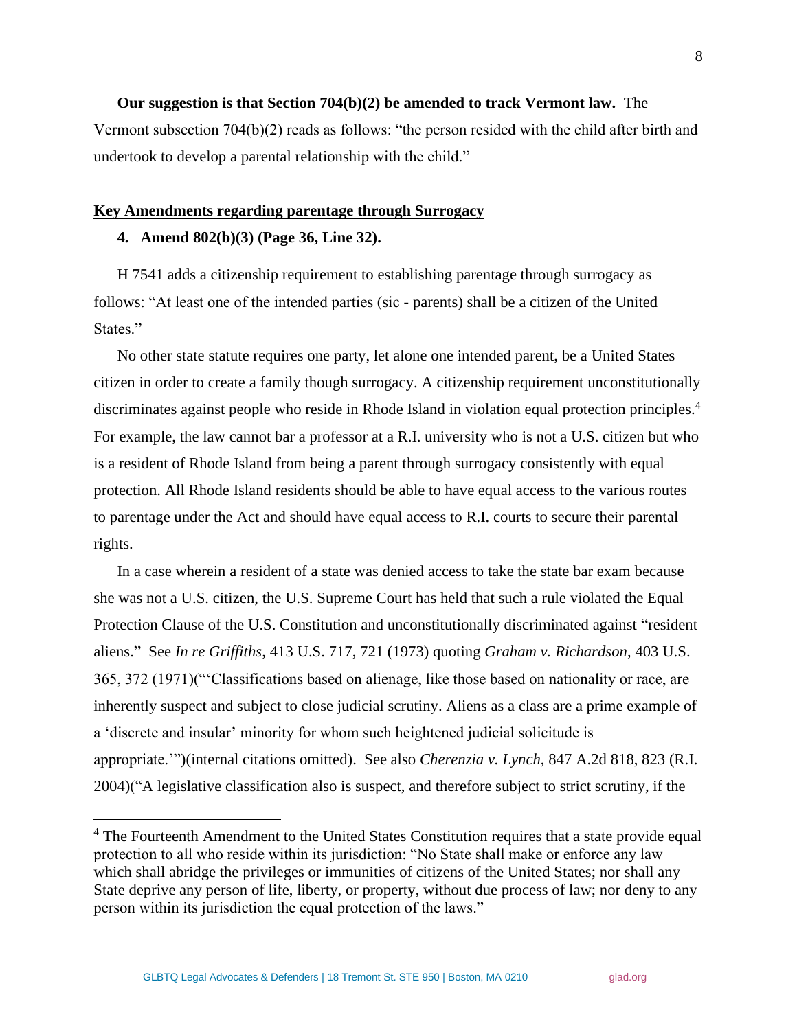**Our suggestion is that Section 704(b)(2) be amended to track Vermont law.** The Vermont subsection 704(b)(2) reads as follows: "the person resided with the child after birth and undertook to develop a parental relationship with the child."

__Key Amendments regarding parentage through Surrogacy__

**4. Amend 802(b)(3) (Page 36, Line 32).**

H 7541 adds a citizenship requirement to establishing parentage through surrogacy as follows: "At least one of the intended parties (sic - parents) shall be a citizen of the United States."

No other state statute requires one party, let alone one intended parent, be a United States citizen in order to create a family though surrogacy. A citizenship requirement unconstitutionally discriminates against people who reside in Rhode Island in violation equal protection principles.[4] For example, the law cannot bar a professor at a R.I. university who is not a U.S. citizen but who is a resident of Rhode Island from being a parent through surrogacy consistently with equal protection. All Rhode Island residents should be able to have equal access to the various routes to parentage under the Act and should have equal access to R.I. courts to secure their parental rights.

In a case wherein a resident of a state was denied access to take the state bar exam because she was not a U.S. citizen, the U.S. Supreme Court has held that such a rule violated the Equal Protection Clause of the U.S. Constitution and unconstitutionally discriminated against "resident aliens." See *In re Griffiths*, 413 U.S. 717, 721 (1973) quoting *Graham v. Richardson*, 403 U.S. 365, 372 (1971)("'Classifications based on alienage, like those based on nationality or race, are inherently suspect and subject to close judicial scrutiny. Aliens as a class are a prime example of a 'discrete and insular' minority for whom such heightened judicial solicitude is appropriate.'")(internal citations omitted). See also *Cherenzia v. Lynch*, 847 A.2d 818, 823 (R.I. 2004)("A legislative classification also is suspect, and therefore subject to strict scrutiny, if the

---

[4] The Fourteenth Amendment to the United States Constitution requires that a state provide equal protection to all who reside within its jurisdiction: "No State shall make or enforce any law which shall abridge the privileges or immunities of citizens of the United States; nor shall any State deprive any person of life, liberty, or property, without due process of law; nor deny to any person within its jurisdiction the equal protection of the laws."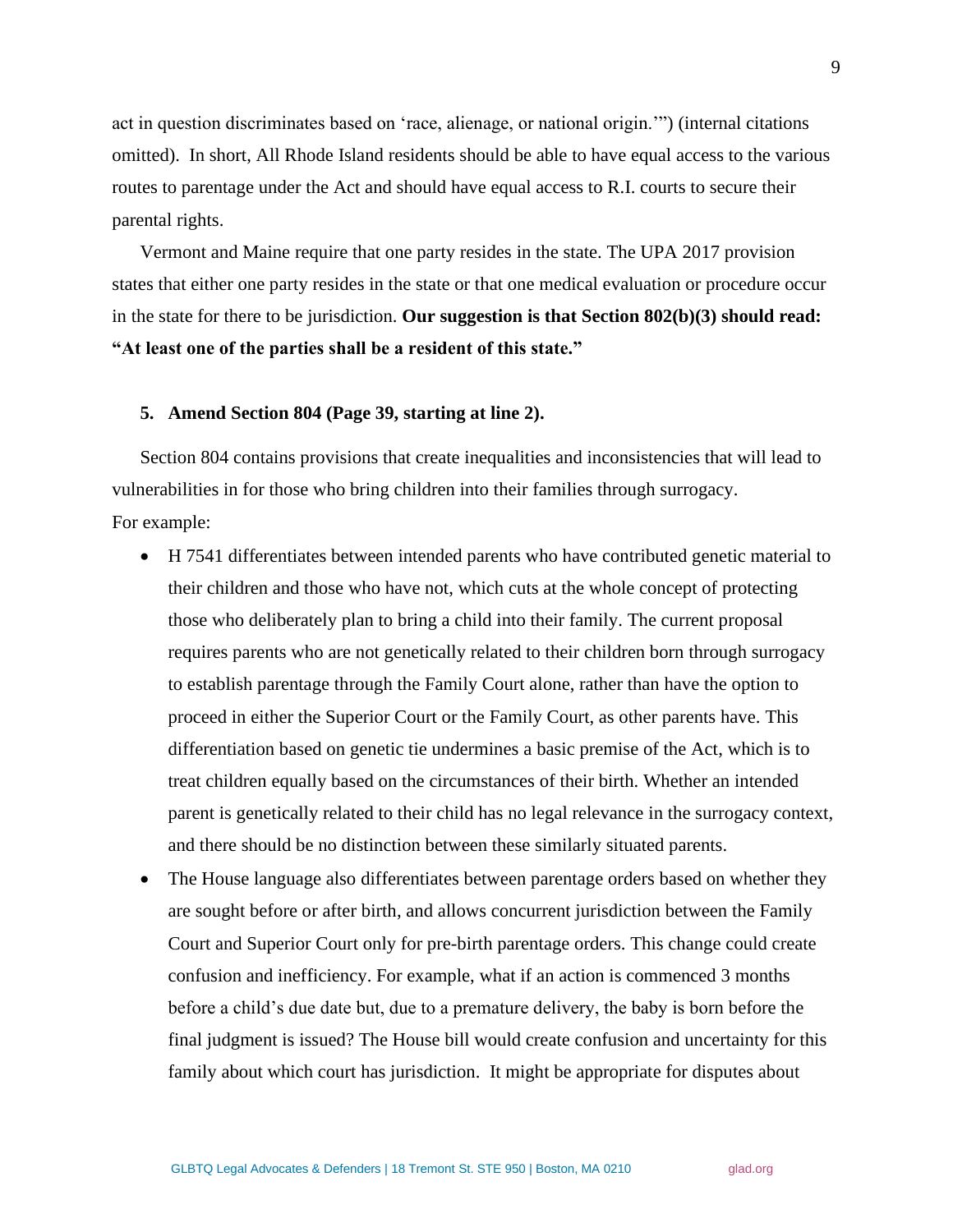act in question discriminates based on 'race, alienage, or national origin.'") (internal citations omitted). In short, All Rhode Island residents should be able to have equal access to the various routes to parentage under the Act and should have equal access to R.I. courts to secure their parental rights.

Vermont and Maine require that one party resides in the state. The UPA 2017 provision states that either one party resides in the state or that one medical evaluation or procedure occur in the state for there to be jurisdiction. **Our suggestion is that Section 802(b)(3) should read: "At least one of the parties shall be a resident of this state."**

**5. Amend Section 804 (Page 39, starting at line 2).**

Section 804 contains provisions that create inequalities and inconsistencies that will lead to vulnerabilities in for those who bring children into their families through surrogacy. For example:

- H 7541 differentiates between intended parents who have contributed genetic material to their children and those who have not, which cuts at the whole concept of protecting those who deliberately plan to bring a child into their family. The current proposal requires parents who are not genetically related to their children born through surrogacy to establish parentage through the Family Court alone, rather than have the option to proceed in either the Superior Court or the Family Court, as other parents have. This differentiation based on genetic tie undermines a basic premise of the Act, which is to treat children equally based on the circumstances of their birth. Whether an intended parent is genetically related to their child has no legal relevance in the surrogacy context, and there should be no distinction between these similarly situated parents.
- The House language also differentiates between parentage orders based on whether they are sought before or after birth, and allows concurrent jurisdiction between the Family Court and Superior Court only for pre-birth parentage orders. This change could create confusion and inefficiency. For example, what if an action is commenced 3 months before a child's due date but, due to a premature delivery, the baby is born before the final judgment is issued? The House bill would create confusion and uncertainty for this family about which court has jurisdiction. It might be appropriate for disputes about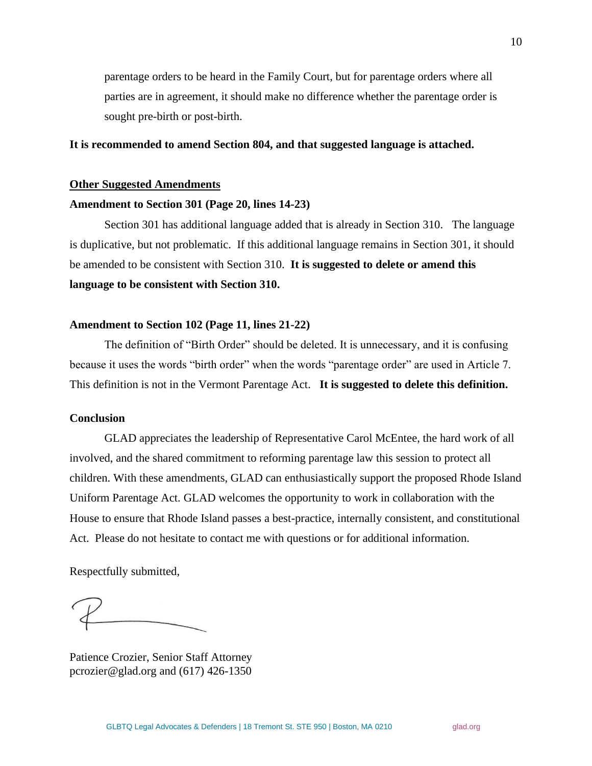parentage orders to be heard in the Family Court, but for parentage orders where all parties are in agreement, it should make no difference whether the parentage order is sought pre-birth or post-birth.

**It is recommended to amend Section 804, and that suggested language is attached.**

**Other Suggested Amendments**

**Amendment to Section 301 (Page 20, lines 14-23)**

Section 301 has additional language added that is already in Section 310. The language is duplicative, but not problematic. If this additional language remains in Section 301, it should be amended to be consistent with Section 310. **It is suggested to delete or amend this language to be consistent with Section 310.**

**Amendment to Section 102 (Page 11, lines 21-22)**

The definition of "Birth Order" should be deleted. It is unnecessary, and it is confusing because it uses the words "birth order" when the words "parentage order" are used in Article 7. This definition is not in the Vermont Parentage Act. **It is suggested to delete this definition.**

**Conclusion**

GLAD appreciates the leadership of Representative Carol McEntee, the hard work of all involved, and the shared commitment to reforming parentage law this session to protect all children. With these amendments, GLAD can enthusiastically support the proposed Rhode Island Uniform Parentage Act. GLAD welcomes the opportunity to work in collaboration with the House to ensure that Rhode Island passes a best-practice, internally consistent, and constitutional Act. Please do not hesitate to contact me with questions or for additional information.

Respectfully submitted,

Patience Crozier, Senior Staff Attorney
pcrozier@glad.org and (617) 426-1350